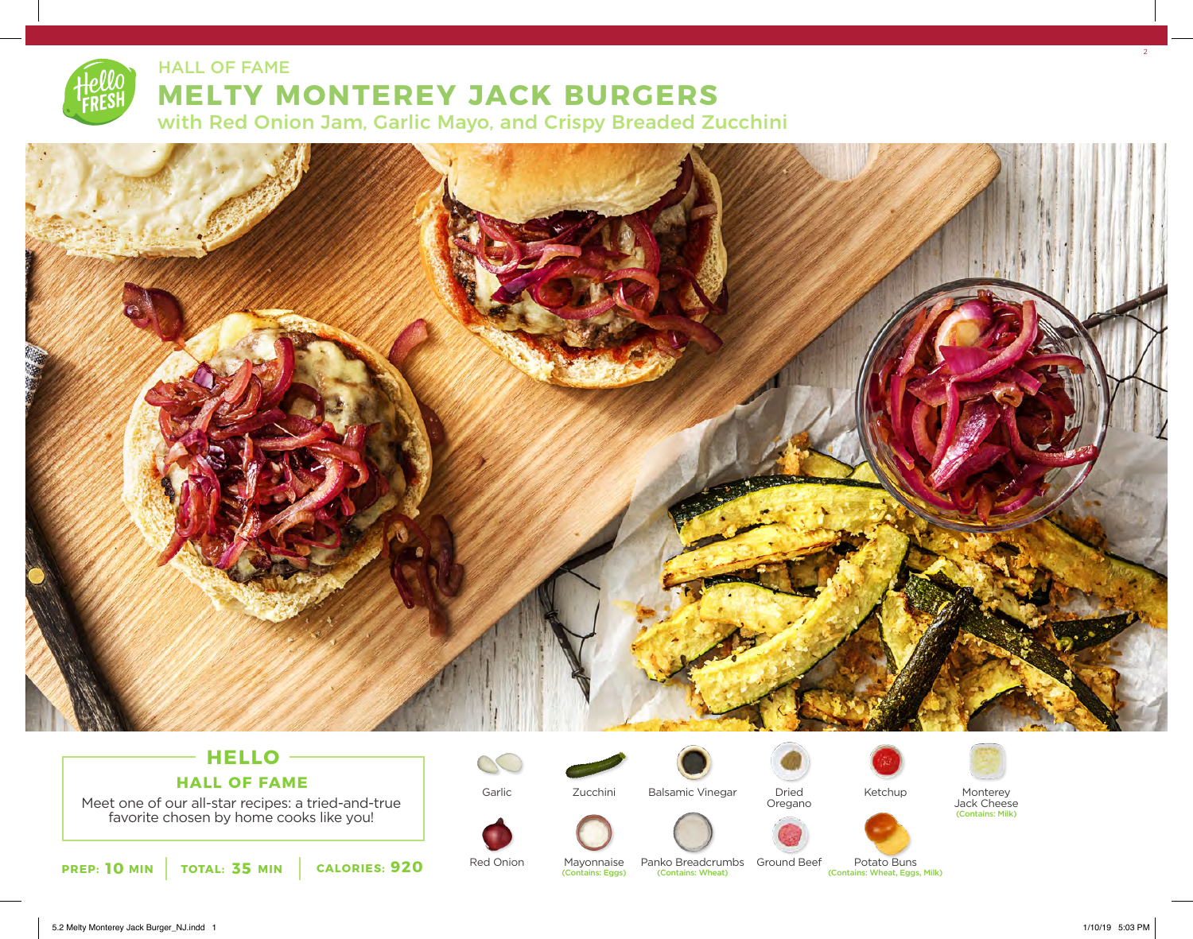HALL OF FAME

# MELTY MONTEREY JACK BURGERS

## with Red Onion Jam, Garlic Mayo, and Crispy Breaded Zucchini

## HELLO

### HALL OF FAME

Meet one of our all-star recipes: a tried-and-true favorite chosen by home cooks like you!

**PREP: 10 MIN** | **TOTAL: 35 MIN** | **CALORIES: 920**

- Garlic
- Zucchini
- Balsamic Vinegar
- Dried Oregano
- Ketchup
- Monterey Jack Cheese (Contains: Milk)
- Red Onion
- Mayonnaise (Contains: Eggs)
- Panko Breadcrumbs (Contains: Wheat)
- Ground Beef
- Potato Buns (Contains: Wheat, Eggs, Milk)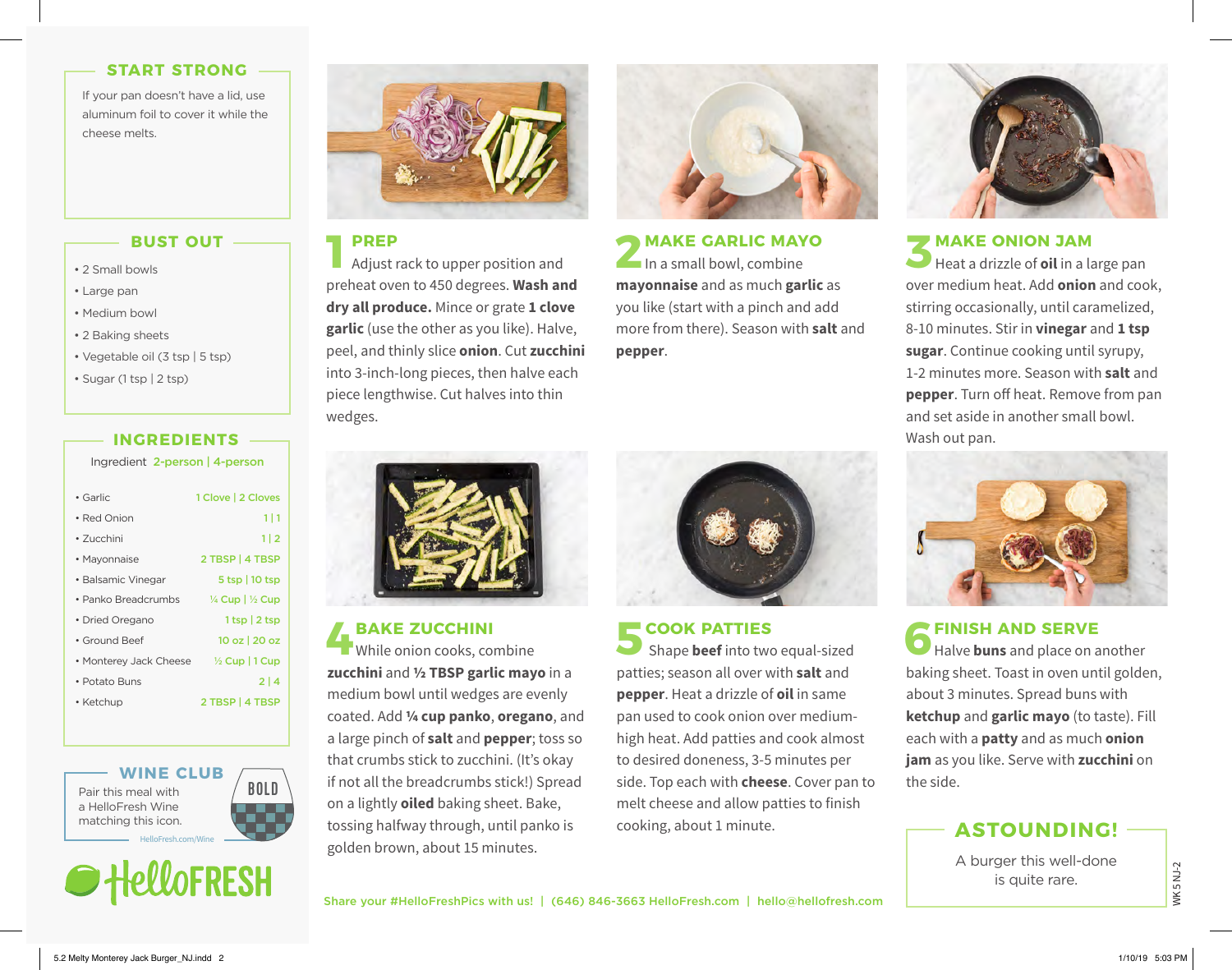## START STRONG

If your pan doesn't have a lid, use aluminum foil to cover it while the cheese melts.

## BUST OUT

- 2 Small bowls
- Large pan
- Medium bowl
- 2 Baking sheets
- Vegetable oil (3 tsp | 5 tsp)
- Sugar (1 tsp | 2 tsp)

## INGREDIENTS

| Ingredient | 2-person \| 4-person |
|---|---|
| Garlic | 1 Clove \| 2 Cloves |
| Red Onion | 1 \| 1 |
| Zucchini | 1 \| 2 |
| Mayonnaise | 2 TBSP \| 4 TBSP |
| Balsamic Vinegar | 5 tsp \| 10 tsp |
| Panko Breadcrumbs | ¼ Cup \| ½ Cup |
| Dried Oregano | 1 tsp \| 2 tsp |
| Ground Beef | 10 oz \| 20 oz |
| Monterey Jack Cheese | ½ Cup \| 1 Cup |
| Potato Buns | 2 \| 4 |
| Ketchup | 2 TBSP \| 4 TBSP |

## WINE CLUB

Pair this meal with a HelloFresh Wine matching this icon.

BOLD

HelloFresh.com/Wine

HelloFRESH

## 1 PREP

Adjust rack to upper position and preheat oven to 450 degrees. **Wash and dry all produce.** Mince or grate **1 clove garlic** (use the other as you like). Halve, peel, and thinly slice **onion**. Cut **zucchini** into 3-inch-long pieces, then halve each piece lengthwise. Cut halves into thin wedges.

## 2 MAKE GARLIC MAYO

In a small bowl, combine **mayonnaise** and as much **garlic** as you like (start with a pinch and add more from there). Season with **salt** and **pepper**.

## 3 MAKE ONION JAM

Heat a drizzle of **oil** in a large pan over medium heat. Add **onion** and cook, stirring occasionally, until caramelized, 8-10 minutes. Stir in **vinegar** and **1 tsp sugar**. Continue cooking until syrupy, 1-2 minutes more. Season with **salt** and **pepper**. Turn off heat. Remove from pan and set aside in another small bowl. Wash out pan.

## 4 BAKE ZUCCHINI

While onion cooks, combine **zucchini** and **½ TBSP garlic mayo** in a medium bowl until wedges are evenly coated. Add **¼ cup panko**, **oregano**, and a large pinch of **salt** and **pepper**; toss so that crumbs stick to zucchini. (It's okay if not all the breadcrumbs stick!) Spread on a lightly **oiled** baking sheet. Bake, tossing halfway through, until panko is golden brown, about 15 minutes.

## 5 COOK PATTIES

Shape **beef** into two equal-sized patties; season all over with **salt** and **pepper**. Heat a drizzle of **oil** in same pan used to cook onion over medium-high heat. Add patties and cook almost to desired doneness, 3-5 minutes per side. Top each with **cheese**. Cover pan to melt cheese and allow patties to finish cooking, about 1 minute.

## 6 FINISH AND SERVE

Halve **buns** and place on another baking sheet. Toast in oven until golden, about 3 minutes. Spread buns with **ketchup** and **garlic mayo** (to taste). Fill each with a **patty** and as much **onion jam** as you like. Serve with **zucchini** on the side.

## ASTOUNDING!

A burger this well-done is quite rare.

Share your #HelloFreshPics with us! | (646) 846-3663 HelloFresh.com | hello@hellofresh.com

WK 5 NJ-2